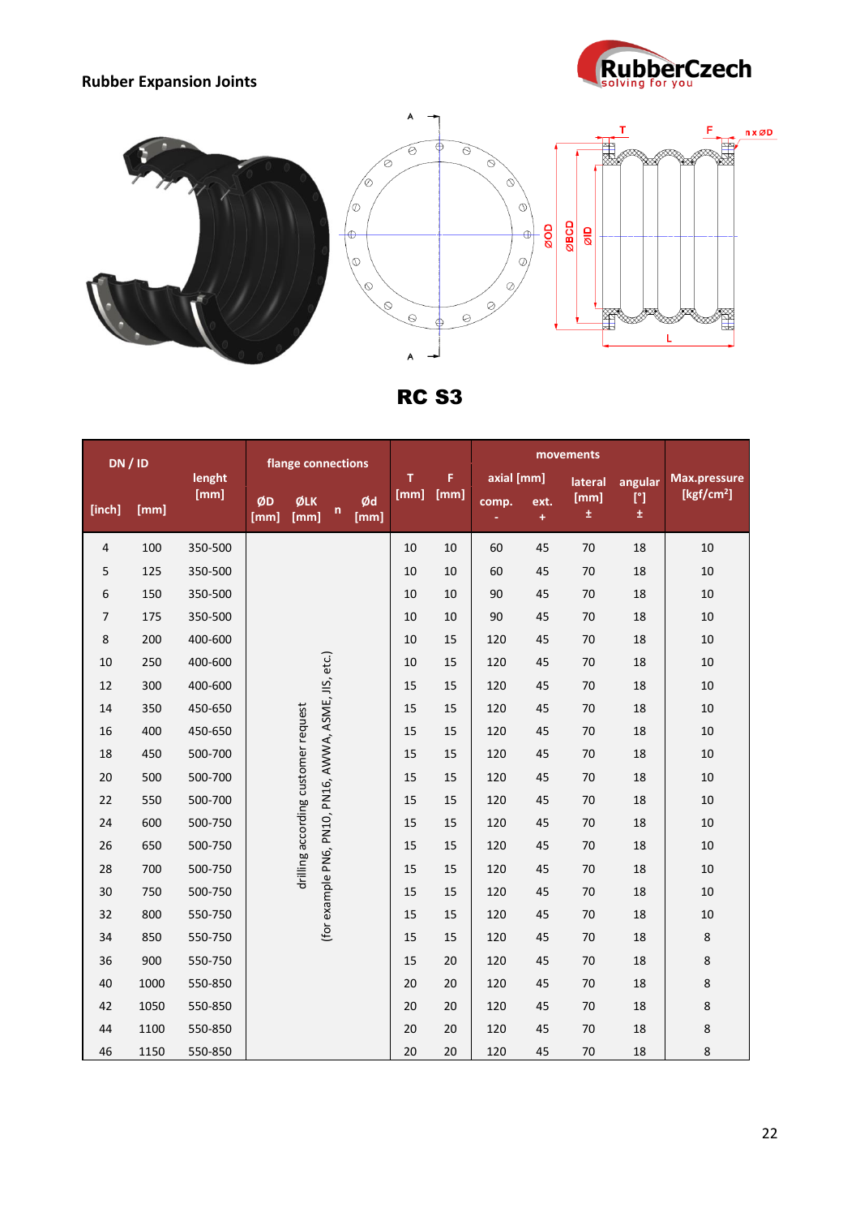## Rubber Expansion Joints

# RC S3

| DN / ID | | lenght [mm] | flange connections | | | | T [mm] | F [mm] | movements | | | | Max.pressure [kgf/cm²] |
|---|---|---|---|---|---|---|---|---|---|---|---|---|---|
| | | | | | | | | | axial [mm] | | lateral [mm] | angular [°] | |
| [inch] | [mm] | | ØD [mm] | ØLK [mm] | n | Ød [mm] | | | comp. - | ext. + | ± | ± | |
| 4 | 100 | 350-500 | drilling according customer request (for example PN6, PN10, PN16, AWWA, ASME, JIS, etc.) | | | | 10 | 10 | 60 | 45 | 70 | 18 | 10 |
| 5 | 125 | 350-500 | | | | | 10 | 10 | 60 | 45 | 70 | 18 | 10 |
| 6 | 150 | 350-500 | | | | | 10 | 10 | 90 | 45 | 70 | 18 | 10 |
| 7 | 175 | 350-500 | | | | | 10 | 10 | 90 | 45 | 70 | 18 | 10 |
| 8 | 200 | 400-600 | | | | | 10 | 15 | 120 | 45 | 70 | 18 | 10 |
| 10 | 250 | 400-600 | | | | | 10 | 15 | 120 | 45 | 70 | 18 | 10 |
| 12 | 300 | 400-600 | | | | | 15 | 15 | 120 | 45 | 70 | 18 | 10 |
| 14 | 350 | 450-650 | | | | | 15 | 15 | 120 | 45 | 70 | 18 | 10 |
| 16 | 400 | 450-650 | | | | | 15 | 15 | 120 | 45 | 70 | 18 | 10 |
| 18 | 450 | 500-700 | | | | | 15 | 15 | 120 | 45 | 70 | 18 | 10 |
| 20 | 500 | 500-700 | | | | | 15 | 15 | 120 | 45 | 70 | 18 | 10 |
| 22 | 550 | 500-700 | | | | | 15 | 15 | 120 | 45 | 70 | 18 | 10 |
| 24 | 600 | 500-750 | | | | | 15 | 15 | 120 | 45 | 70 | 18 | 10 |
| 26 | 650 | 500-750 | | | | | 15 | 15 | 120 | 45 | 70 | 18 | 10 |
| 28 | 700 | 500-750 | | | | | 15 | 15 | 120 | 45 | 70 | 18 | 10 |
| 30 | 750 | 500-750 | | | | | 15 | 15 | 120 | 45 | 70 | 18 | 10 |
| 32 | 800 | 550-750 | | | | | 15 | 15 | 120 | 45 | 70 | 18 | 10 |
| 34 | 850 | 550-750 | | | | | 15 | 15 | 120 | 45 | 70 | 18 | 8 |
| 36 | 900 | 550-750 | | | | | 15 | 20 | 120 | 45 | 70 | 18 | 8 |
| 40 | 1000 | 550-850 | | | | | 20 | 20 | 120 | 45 | 70 | 18 | 8 |
| 42 | 1050 | 550-850 | | | | | 20 | 20 | 120 | 45 | 70 | 18 | 8 |
| 44 | 1100 | 550-850 | | | | | 20 | 20 | 120 | 45 | 70 | 18 | 8 |
| 46 | 1150 | 550-850 | | | | | 20 | 20 | 120 | 45 | 70 | 18 | 8 |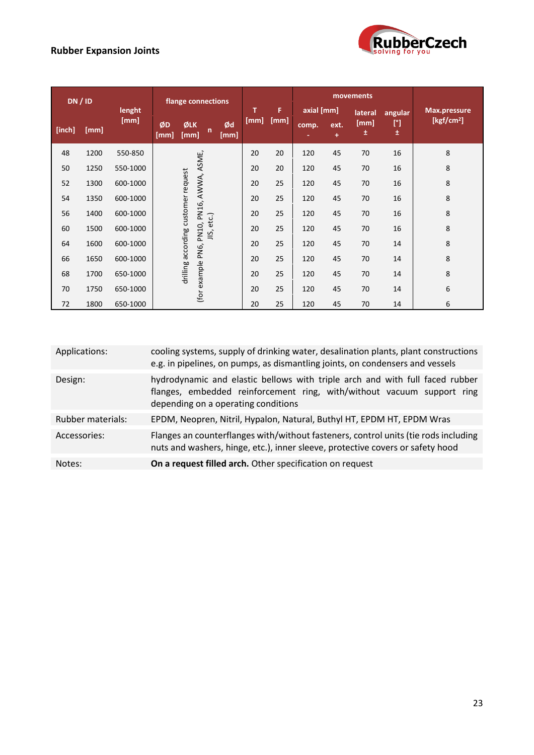## Rubber Expansion Joints

| DN / ID | | lenght [mm] | flange connections | | | | T [mm] | F [mm] | movements | | | | Max.pressure [kgf/cm²] |
|---|---|---|---|---|---|---|---|---|---|---|---|---|---|
| | | | | | | | | | axial [mm] | | lateral [mm] | angular [°] | |
| [inch] | [mm] | | ØD [mm] | ØLK [mm] | n | Ød [mm] | | | comp. - | ext. + | ± | ± | |
| 48 | 1200 | 550-850 | drilling according customer request (for example PN6, PN10, PN16, AWWA, ASME, JIS, etc.) | | | | 20 | 20 | 120 | 45 | 70 | 16 | 8 |
| 50 | 1250 | 550-1000 | | | | | 20 | 20 | 120 | 45 | 70 | 16 | 8 |
| 52 | 1300 | 600-1000 | | | | | 20 | 25 | 120 | 45 | 70 | 16 | 8 |
| 54 | 1350 | 600-1000 | | | | | 20 | 25 | 120 | 45 | 70 | 16 | 8 |
| 56 | 1400 | 600-1000 | | | | | 20 | 25 | 120 | 45 | 70 | 16 | 8 |
| 60 | 1500 | 600-1000 | | | | | 20 | 25 | 120 | 45 | 70 | 16 | 8 |
| 64 | 1600 | 600-1000 | | | | | 20 | 25 | 120 | 45 | 70 | 14 | 8 |
| 66 | 1650 | 600-1000 | | | | | 20 | 25 | 120 | 45 | 70 | 14 | 8 |
| 68 | 1700 | 650-1000 | | | | | 20 | 25 | 120 | 45 | 70 | 14 | 8 |
| 70 | 1750 | 650-1000 | | | | | 20 | 25 | 120 | 45 | 70 | 14 | 6 |
| 72 | 1800 | 650-1000 | | | | | 20 | 25 | 120 | 45 | 70 | 14 | 6 |

| | |
|---|---|
| Applications: | cooling systems, supply of drinking water, desalination plants, plant constructions e.g. in pipelines, on pumps, as dismantling joints, on condensers and vessels |
| Design: | hydrodynamic and elastic bellows with triple arch and with full faced rubber flanges, embedded reinforcement ring, with/without vacuum support ring depending on a operating conditions |
| Rubber materials: | EPDM, Neopren, Nitril, Hypalon, Natural, Buthyl HT, EPDM HT, EPDM Wras |
| Accessories: | Flanges an counterflanges with/without fasteners, control units (tie rods including nuts and washers, hinge, etc.), inner sleeve, protective covers or safety hood |
| Notes: | **On a request filled arch.** Other specification on request |